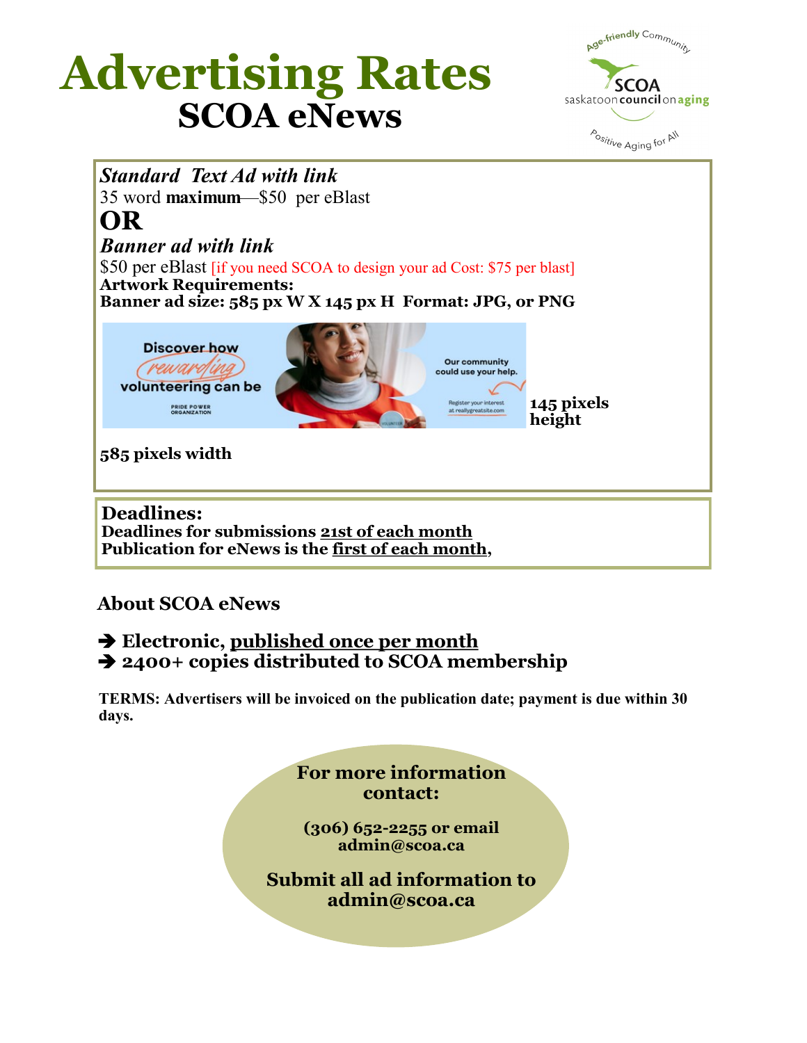# Advertising Rates

## SCOA eNews

***Standard Text Ad with link***

35 word **maximum**—$50 per eBlast

## OR

***Banner ad with link***

$50 per eBlast [if you need SCOA to design your ad Cost: $75 per blast]

**Artwork Requirements:**

**Banner ad size: 585 px W X 145 px H Format: JPG, or PNG**

**145 pixels height**

**585 pixels width**

**Deadlines:**

**Deadlines for submissions 21st of each month**

**Publication for eNews is the first of each month,**

### About SCOA eNews

- **Electronic, published once per month**
- **2400+ copies distributed to SCOA membership**

**TERMS: Advertisers will be invoiced on the publication date; payment is due within 30 days.**

**For more information contact:**

**(306) 652-2255 or email admin@scoa.ca**

**Submit all ad information to admin@scoa.ca**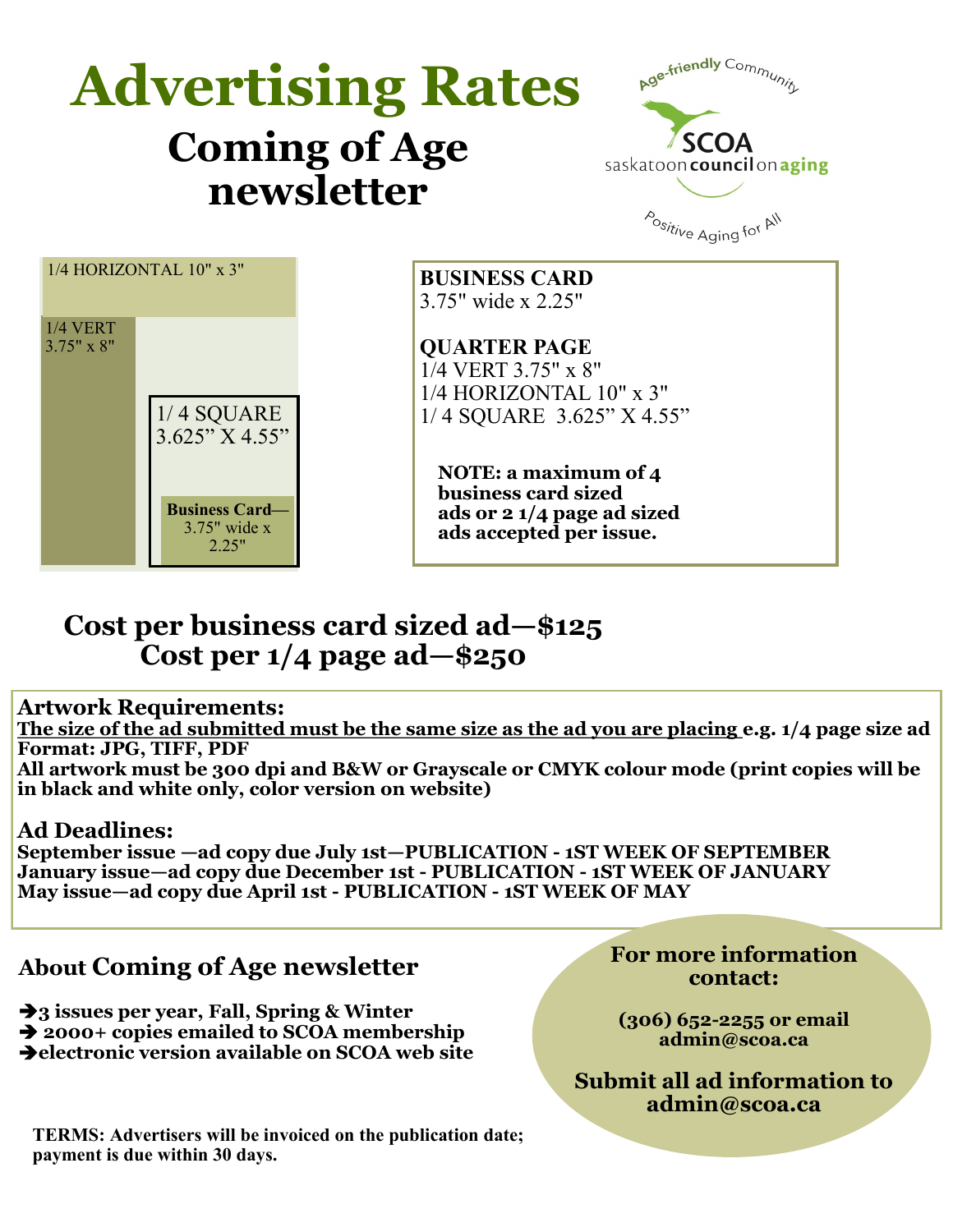# Advertising Rates

## Coming of Age newsletter

Age-friendly Community

SCOA
saskatoon council on aging

Positive Aging for All

1/4 HORIZONTAL 10" x 3"

1/4 VERT
3.75" x 8"

1/ 4 SQUARE
3.625" X 4.55"

**Business Card—**
3.75" wide x
2.25"

**BUSINESS CARD**
3.75" wide x 2.25"

**QUARTER PAGE**
1/4 VERT 3.75" x 8"
1/4 HORIZONTAL 10" x 3"
1/ 4 SQUARE 3.625" X 4.55"

**NOTE: a maximum of 4 business card sized ads or 2 1/4 page ad sized ads accepted per issue.**

## Cost per business card sized ad—$125
## Cost per 1/4 page ad—$250

### Artwork Requirements:

**<u>The size of the ad submitted must be the same size as the ad you are placing</u> e.g. 1/4 page size ad**
**Format: JPG, TIFF, PDF**
**All artwork must be 300 dpi and B&W or Grayscale or CMYK colour mode (print copies will be in black and white only, color version on website)**

### Ad Deadlines:

**September issue —ad copy due July 1st—PUBLICATION - 1ST WEEK OF SEPTEMBER**
**January issue—ad copy due December 1st - PUBLICATION - 1ST WEEK OF JANUARY**
**May issue—ad copy due April 1st - PUBLICATION - 1ST WEEK OF MAY**

### About Coming of Age newsletter

- **3 issues per year, Fall, Spring & Winter**
- **2000+ copies emailed to SCOA membership**
- **electronic version available on SCOA web site**

**For more information contact:**

**(306) 652-2255 or email admin@scoa.ca**

**Submit all ad information to admin@scoa.ca**

**TERMS: Advertisers will be invoiced on the publication date; payment is due within 30 days.**